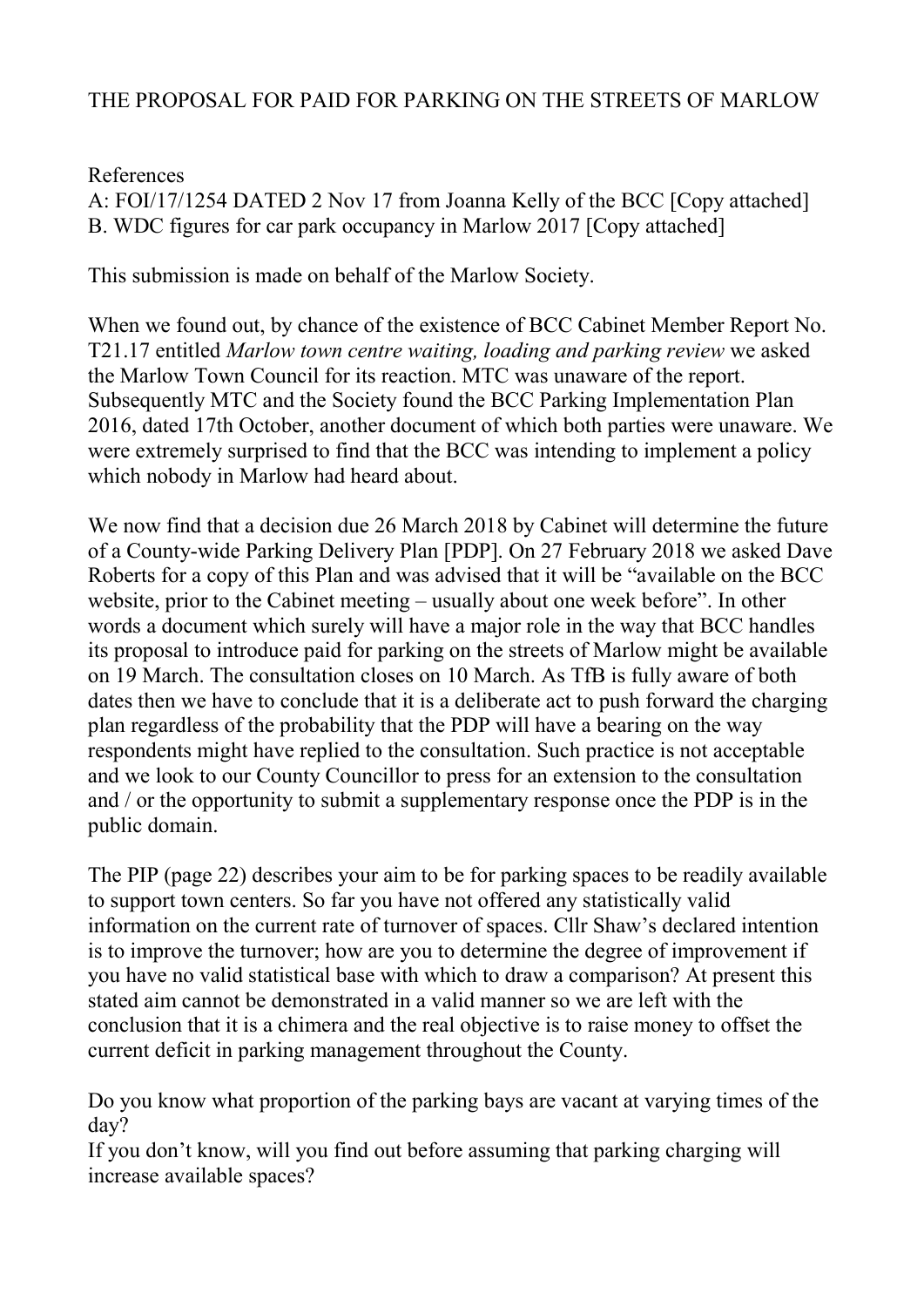# THE PROPOSAL FOR PAID FOR PARKING ON THE STREETS OF MARLOW

References

A: FOI/17/1254 DATED 2 Nov 17 from Joanna Kelly of the BCC [Copy attached]
B. WDC figures for car park occupancy in Marlow 2017 [Copy attached]

This submission is made on behalf of the Marlow Society.

When we found out, by chance of the existence of BCC Cabinet Member Report No. T21.17 entitled *Marlow town centre waiting, loading and parking review* we asked the Marlow Town Council for its reaction. MTC was unaware of the report. Subsequently MTC and the Society found the BCC Parking Implementation Plan 2016, dated 17th October, another document of which both parties were unaware. We were extremely surprised to find that the BCC was intending to implement a policy which nobody in Marlow had heard about.

We now find that a decision due 26 March 2018 by Cabinet will determine the future of a County-wide Parking Delivery Plan [PDP]. On 27 February 2018 we asked Dave Roberts for a copy of this Plan and was advised that it will be "available on the BCC website, prior to the Cabinet meeting – usually about one week before". In other words a document which surely will have a major role in the way that BCC handles its proposal to introduce paid for parking on the streets of Marlow might be available on 19 March. The consultation closes on 10 March. As TfB is fully aware of both dates then we have to conclude that it is a deliberate act to push forward the charging plan regardless of the probability that the PDP will have a bearing on the way respondents might have replied to the consultation. Such practice is not acceptable and we look to our County Councillor to press for an extension to the consultation and / or the opportunity to submit a supplementary response once the PDP is in the public domain.

The PIP (page 22) describes your aim to be for parking spaces to be readily available to support town centers. So far you have not offered any statistically valid information on the current rate of turnover of spaces. Cllr Shaw's declared intention is to improve the turnover; how are you to determine the degree of improvement if you have no valid statistical base with which to draw a comparison? At present this stated aim cannot be demonstrated in a valid manner so we are left with the conclusion that it is a chimera and the real objective is to raise money to offset the current deficit in parking management throughout the County.

Do you know what proportion of the parking bays are vacant at varying times of the day?

If you don't know, will you find out before assuming that parking charging will increase available spaces?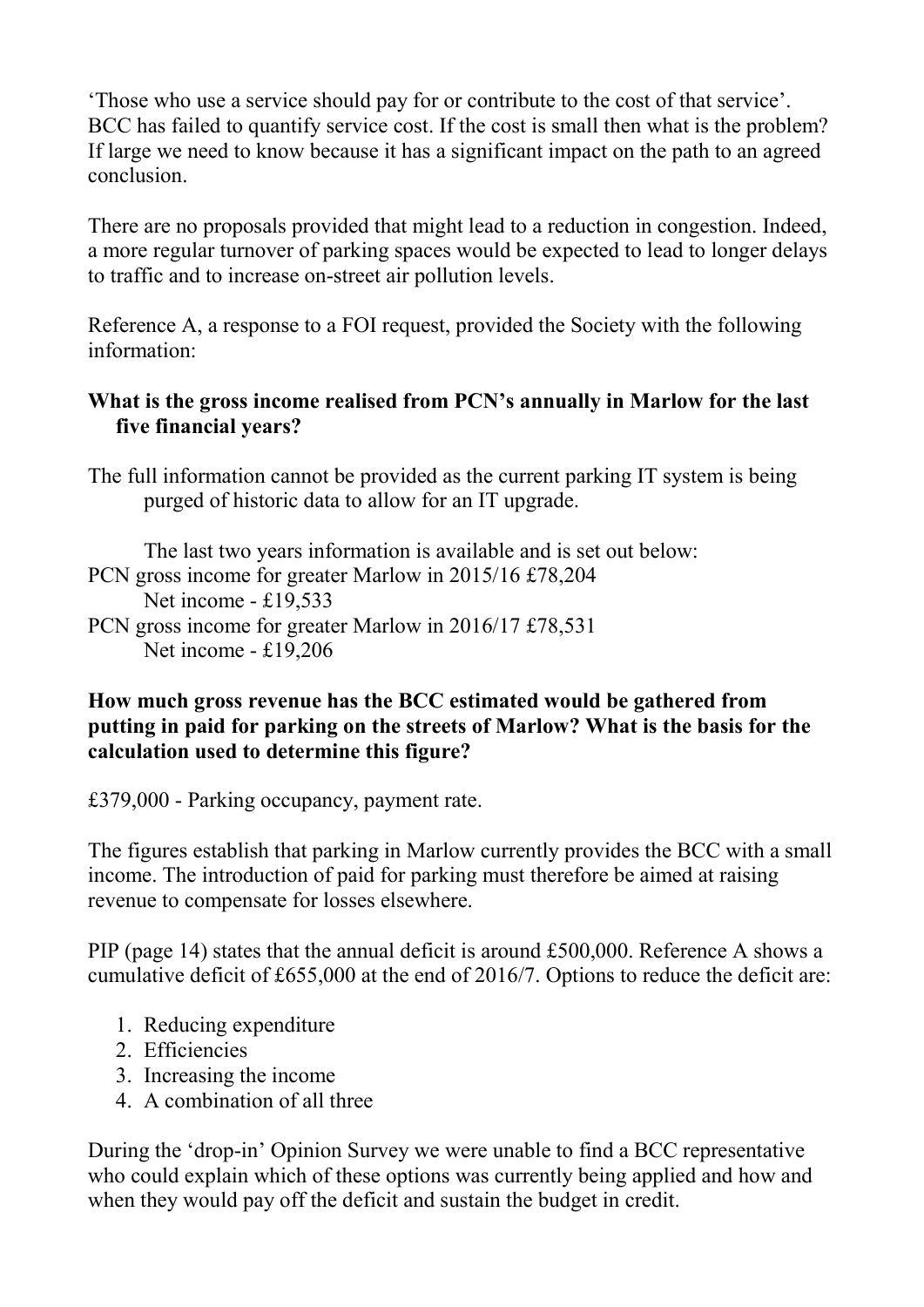'Those who use a service should pay for or contribute to the cost of that service'. BCC has failed to quantify service cost. If the cost is small then what is the problem? If large we need to know because it has a significant impact on the path to an agreed conclusion.

There are no proposals provided that might lead to a reduction in congestion. Indeed, a more regular turnover of parking spaces would be expected to lead to longer delays to traffic and to increase on-street air pollution levels.

Reference A, a response to a FOI request, provided the Society with the following information:

**What is the gross income realised from PCN's annually in Marlow for the last five financial years?**

The full information cannot be provided as the current parking IT system is being purged of historic data to allow for an IT upgrade.

The last two years information is available and is set out below:

PCN gross income for greater Marlow in 2015/16 £78,204
Net income - £19,533

PCN gross income for greater Marlow in 2016/17 £78,531
Net income - £19,206

**How much gross revenue has the BCC estimated would be gathered from putting in paid for parking on the streets of Marlow? What is the basis for the calculation used to determine this figure?**

£379,000 - Parking occupancy, payment rate.

The figures establish that parking in Marlow currently provides the BCC with a small income. The introduction of paid for parking must therefore be aimed at raising revenue to compensate for losses elsewhere.

PIP (page 14) states that the annual deficit is around £500,000. Reference A shows a cumulative deficit of £655,000 at the end of 2016/7. Options to reduce the deficit are:

1. Reducing expenditure
2. Efficiencies
3. Increasing the income
4. A combination of all three

During the 'drop-in' Opinion Survey we were unable to find a BCC representative who could explain which of these options was currently being applied and how and when they would pay off the deficit and sustain the budget in credit.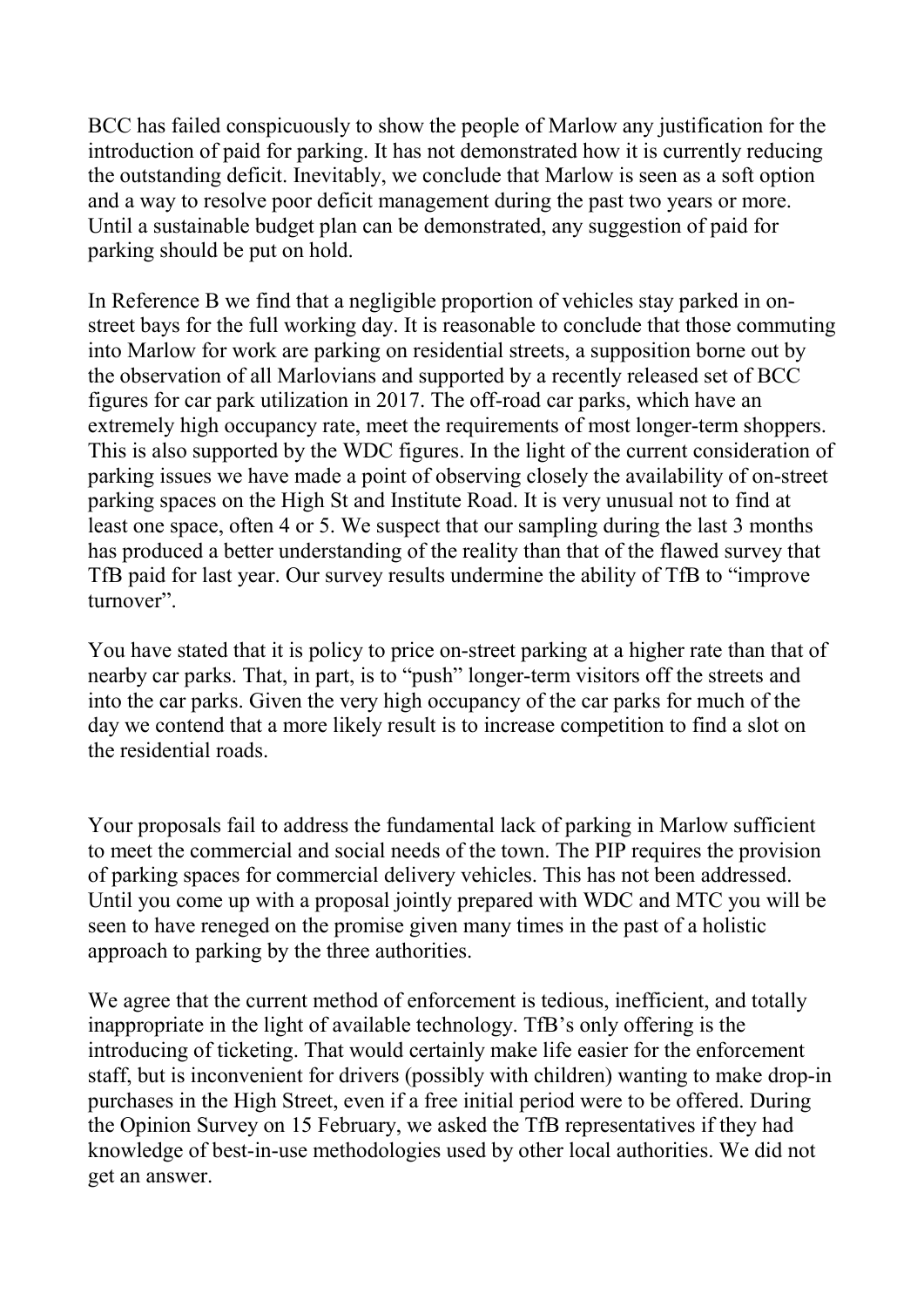BCC has failed conspicuously to show the people of Marlow any justification for the introduction of paid for parking. It has not demonstrated how it is currently reducing the outstanding deficit. Inevitably, we conclude that Marlow is seen as a soft option and a way to resolve poor deficit management during the past two years or more. Until a sustainable budget plan can be demonstrated, any suggestion of paid for parking should be put on hold.

In Reference B we find that a negligible proportion of vehicles stay parked in on-street bays for the full working day. It is reasonable to conclude that those commuting into Marlow for work are parking on residential streets, a supposition borne out by the observation of all Marlovians and supported by a recently released set of BCC figures for car park utilization in 2017. The off-road car parks, which have an extremely high occupancy rate, meet the requirements of most longer-term shoppers. This is also supported by the WDC figures. In the light of the current consideration of parking issues we have made a point of observing closely the availability of on-street parking spaces on the High St and Institute Road. It is very unusual not to find at least one space, often 4 or 5. We suspect that our sampling during the last 3 months has produced a better understanding of the reality than that of the flawed survey that TfB paid for last year. Our survey results undermine the ability of TfB to "improve turnover".

You have stated that it is policy to price on-street parking at a higher rate than that of nearby car parks. That, in part, is to "push" longer-term visitors off the streets and into the car parks. Given the very high occupancy of the car parks for much of the day we contend that a more likely result is to increase competition to find a slot on the residential roads.

Your proposals fail to address the fundamental lack of parking in Marlow sufficient to meet the commercial and social needs of the town. The PIP requires the provision of parking spaces for commercial delivery vehicles. This has not been addressed. Until you come up with a proposal jointly prepared with WDC and MTC you will be seen to have reneged on the promise given many times in the past of a holistic approach to parking by the three authorities.

We agree that the current method of enforcement is tedious, inefficient, and totally inappropriate in the light of available technology. TfB's only offering is the introducing of ticketing. That would certainly make life easier for the enforcement staff, but is inconvenient for drivers (possibly with children) wanting to make drop-in purchases in the High Street, even if a free initial period were to be offered. During the Opinion Survey on 15 February, we asked the TfB representatives if they had knowledge of best-in-use methodologies used by other local authorities. We did not get an answer.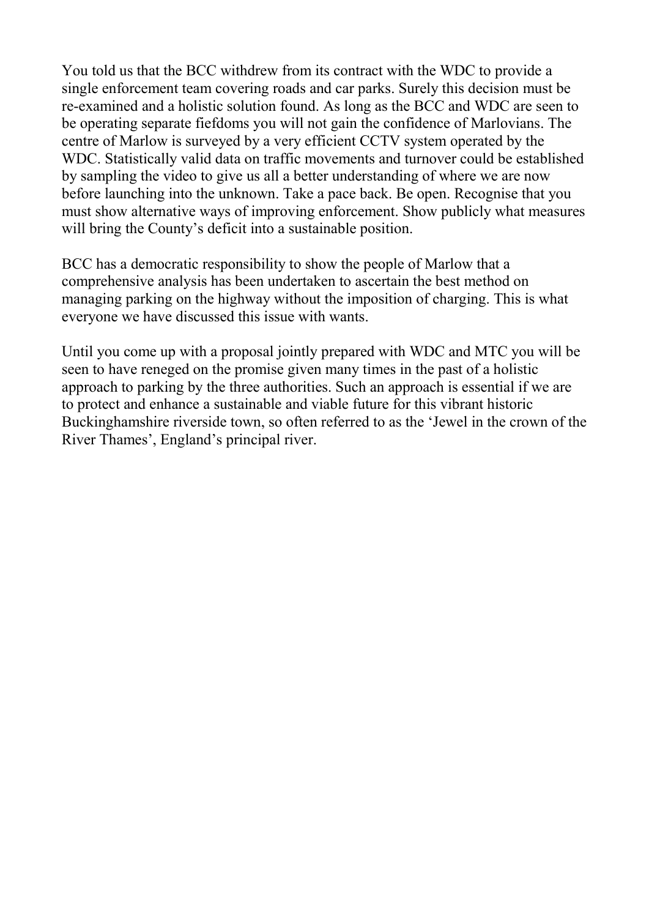You told us that the BCC withdrew from its contract with the WDC to provide a single enforcement team covering roads and car parks. Surely this decision must be re-examined and a holistic solution found. As long as the BCC and WDC are seen to be operating separate fiefdoms you will not gain the confidence of Marlovians. The centre of Marlow is surveyed by a very efficient CCTV system operated by the WDC. Statistically valid data on traffic movements and turnover could be established by sampling the video to give us all a better understanding of where we are now before launching into the unknown. Take a pace back. Be open. Recognise that you must show alternative ways of improving enforcement. Show publicly what measures will bring the County's deficit into a sustainable position.

BCC has a democratic responsibility to show the people of Marlow that a comprehensive analysis has been undertaken to ascertain the best method on managing parking on the highway without the imposition of charging. This is what everyone we have discussed this issue with wants.

Until you come up with a proposal jointly prepared with WDC and MTC you will be seen to have reneged on the promise given many times in the past of a holistic approach to parking by the three authorities. Such an approach is essential if we are to protect and enhance a sustainable and viable future for this vibrant historic Buckinghamshire riverside town, so often referred to as the 'Jewel in the crown of the River Thames', England's principal river.